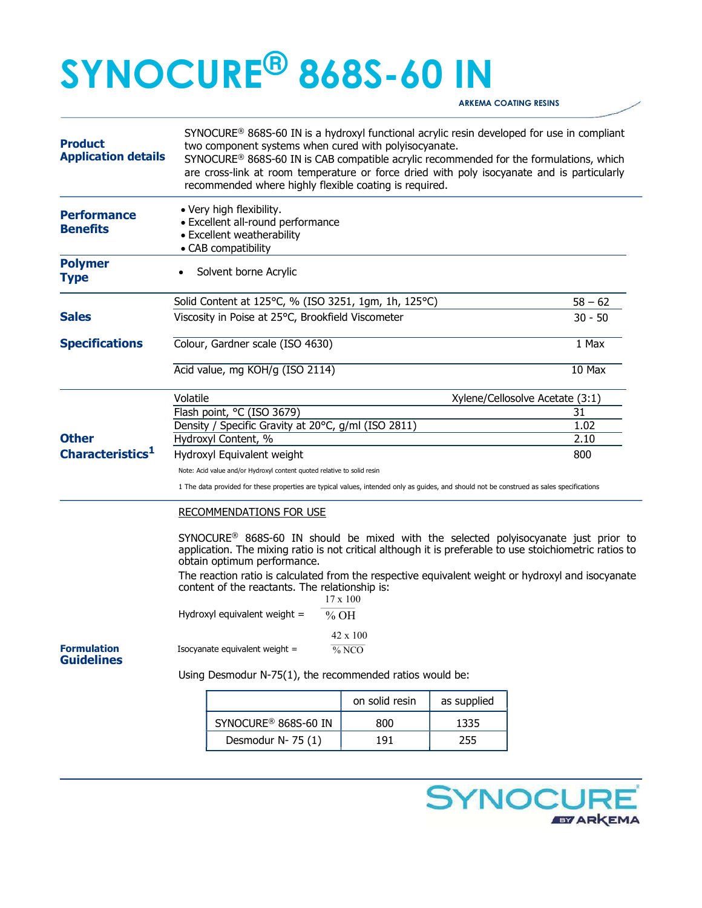# SYNOCURE® 868S-60 IN

ARKEMA COATING RESINS

## Product Application details

SYNOCURE® 868S-60 IN is a hydroxyl functional acrylic resin developed for use in compliant two component systems when cured with polyisocyanate.
SYNOCURE® 868S-60 IN is CAB compatible acrylic recommended for the formulations, which are cross-link at room temperature or force dried with poly isocyanate and is particularly recommended where highly flexible coating is required.

## Performance Benefits

- Very high flexibility.
- Excellent all-round performance
- Excellent weatherability
- CAB compatibility

## Polymer Type

- Solvent borne Acrylic

## Sales Specifications

| | |
|---|---|
| Solid Content at 125°C, % (ISO 3251, 1gm, 1h, 125°C) | 58 – 62 |
| Viscosity in Poise at 25°C, Brookfield Viscometer | 30 - 50 |
| Colour, Gardner scale (ISO 4630) | 1 Max |
| Acid value, mg KOH/g (ISO 2114) | 10 Max |

## Other Characteristics[1]

| | |
|---|---|
| Volatile | Xylene/Cellosolve Acetate (3:1) |
| Flash point, °C (ISO 3679) | 31 |
| Density / Specific Gravity at 20°C, g/ml (ISO 2811) | 1.02 |
| Hydroxyl Content, % | 2.10 |
| Hydroxyl Equivalent weight | 800 |

Note: Acid value and/or Hydroxyl content quoted relative to solid resin

1 The data provided for these properties are typical values, intended only as guides, and should not be construed as sales specifications

## Formulation Guidelines

RECOMMENDATIONS FOR USE

SYNOCURE® 868S-60 IN should be mixed with the selected polyisocyanate just prior to application. The mixing ratio is not critical although it is preferable to use stoichiometric ratios to obtain optimum performance.

The reaction ratio is calculated from the respective equivalent weight or hydroxyl and isocyanate content of the reactants. The relationship is:

$$\text{Hydroxyl equivalent weight} = \frac{17 \times 100}{\%\ OH}$$

$$\text{Isocyanate equivalent weight} = \frac{42 \times 100}{\%\ NCO}$$

Using Desmodur N-75(1), the recommended ratios would be:

| | on solid resin | as supplied |
|---|---|---|
| SYNOCURE® 868S-60 IN | 800 | 1335 |
| Desmodur N- 75 (1) | 191 | 255 |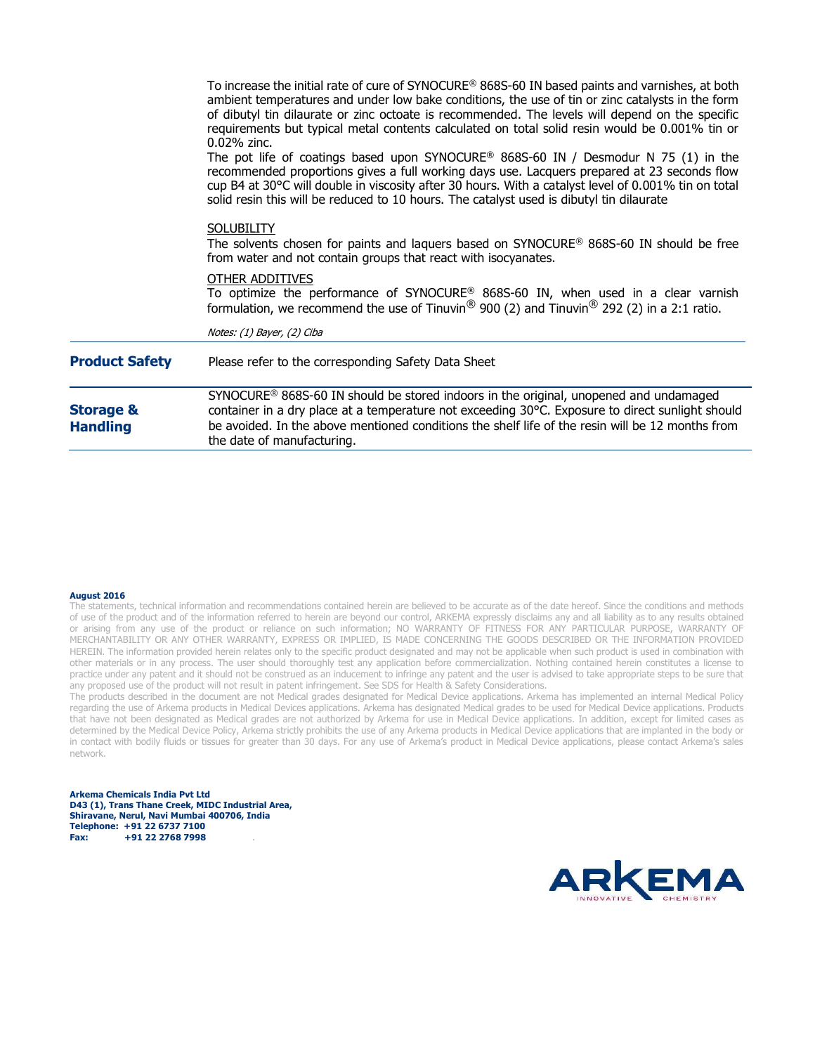To increase the initial rate of cure of SYNOCURE® 868S-60 IN based paints and varnishes, at both ambient temperatures and under low bake conditions, the use of tin or zinc catalysts in the form of dibutyl tin dilaurate or zinc octoate is recommended. The levels will depend on the specific requirements but typical metal contents calculated on total solid resin would be 0.001% tin or 0.02% zinc.
The pot life of coatings based upon SYNOCURE® 868S-60 IN / Desmodur N 75 (1) in the recommended proportions gives a full working days use. Lacquers prepared at 23 seconds flow cup B4 at 30°C will double in viscosity after 30 hours. With a catalyst level of 0.001% tin on total solid resin this will be reduced to 10 hours. The catalyst used is dibutyl tin dilaurate

SOLUBILITY
The solvents chosen for paints and laquers based on SYNOCURE® 868S-60 IN should be free from water and not contain groups that react with isocyanates.

OTHER ADDITIVES
To optimize the performance of SYNOCURE® 868S-60 IN, when used in a clear varnish formulation, we recommend the use of Tinuvin® 900 (2) and Tinuvin® 292 (2) in a 2:1 ratio.

*Notes: (1) Bayer, (2) Ciba*

## Product Safety

Please refer to the corresponding Safety Data Sheet

## Storage & Handling

SYNOCURE® 868S-60 IN should be stored indoors in the original, unopened and undamaged container in a dry place at a temperature not exceeding 30°C. Exposure to direct sunlight should be avoided. In the above mentioned conditions the shelf life of the resin will be 12 months from the date of manufacturing.

**August 2016**

The statements, technical information and recommendations contained herein are believed to be accurate as of the date hereof. Since the conditions and methods of use of the product and of the information referred to herein are beyond our control, ARKEMA expressly disclaims any and all liability as to any results obtained or arising from any use of the product or reliance on such information; NO WARRANTY OF FITNESS FOR ANY PARTICULAR PURPOSE, WARRANTY OF MERCHANTABILITY OR ANY OTHER WARRANTY, EXPRESS OR IMPLIED, IS MADE CONCERNING THE GOODS DESCRIBED OR THE INFORMATION PROVIDED HEREIN. The information provided herein relates only to the specific product designated and may not be applicable when such product is used in combination with other materials or in any process. The user should thoroughly test any application before commercialization. Nothing contained herein constitutes a license to practice under any patent and it should not be construed as an inducement to infringe any patent and the user is advised to take appropriate steps to be sure that any proposed use of the product will not result in patent infringement. See SDS for Health & Safety Considerations.
The products described in the document are not Medical grades designated for Medical Device applications. Arkema has implemented an internal Medical Policy regarding the use of Arkema products in Medical Devices applications. Arkema has designated Medical grades to be used for Medical Device applications. Products that have not been designated as Medical grades are not authorized by Arkema for use in Medical Device applications. In addition, except for limited cases as determined by the Medical Device Policy, Arkema strictly prohibits the use of any Arkema products in Medical Device applications that are implanted in the body or in contact with bodily fluids or tissues for greater than 30 days. For any use of Arkema's product in Medical Device applications, please contact Arkema's sales network.

**Arkema Chemicals India Pvt Ltd**
**D43 (1), Trans Thane Creek, MIDC Industrial Area,**
**Shiravane, Nerul, Navi Mumbai 400706, India**
**Telephone: +91 22 6737 7100**
**Fax: +91 22 2768 7998**

ARKEMA
INNOVATIVE CHEMISTRY